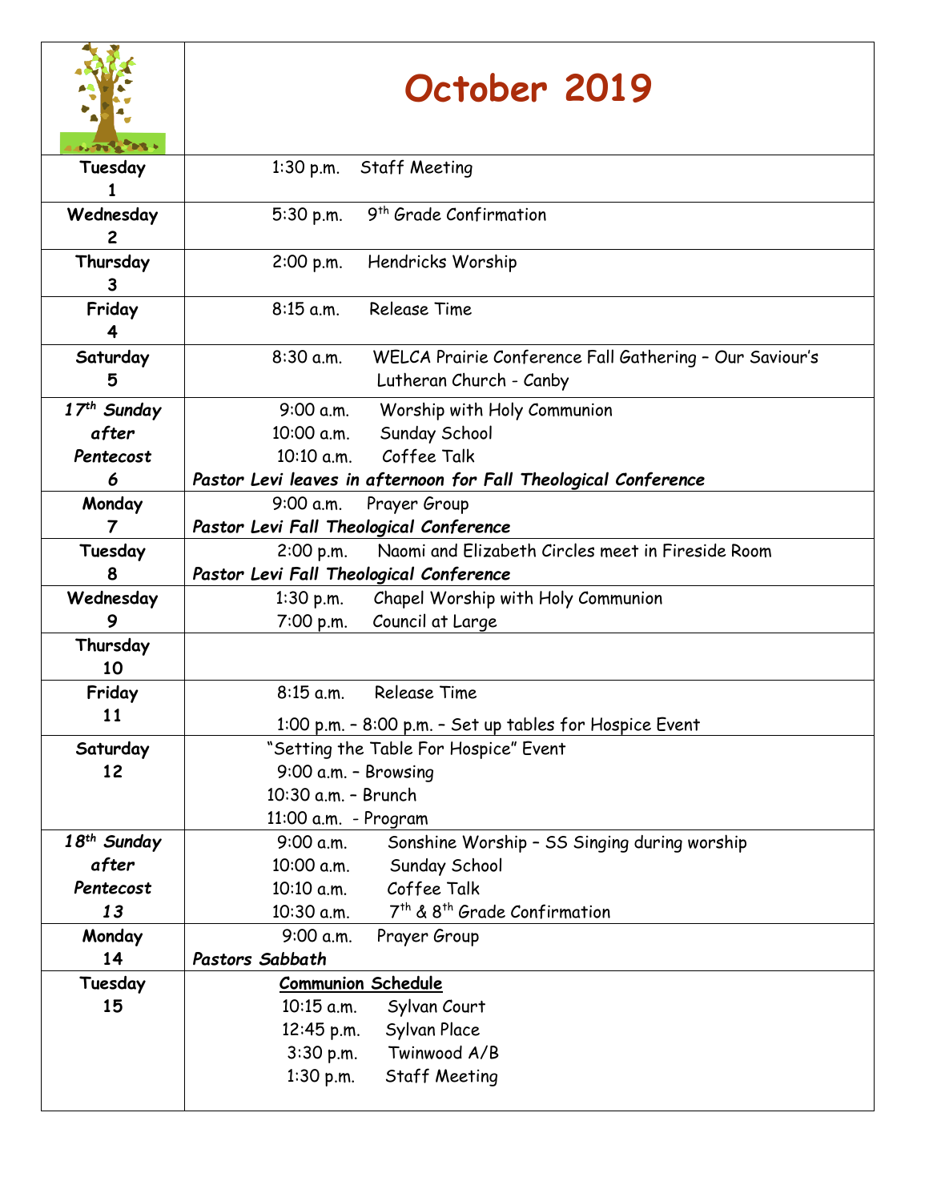# October 2019

| Day | Events |
|---|---|
| **Tuesday 1** | 1:30 p.m. Staff Meeting |
| **Wednesday 2** | 5:30 p.m. 9th Grade Confirmation |
| **Thursday 3** | 2:00 p.m. Hendricks Worship |
| **Friday 4** | 8:15 a.m. Release Time |
| **Saturday 5** | 8:30 a.m. WELCA Prairie Conference Fall Gathering – Our Saviour's Lutheran Church - Canby |
| ***17th Sunday after Pentecost 6*** | 9:00 a.m. Worship with Holy Communion<br>10:00 a.m. Sunday School<br>10:10 a.m. Coffee Talk<br>***Pastor Levi leaves in afternoon for Fall Theological Conference*** |
| **Monday 7** | 9:00 a.m. Prayer Group<br>***Pastor Levi Fall Theological Conference*** |
| **Tuesday 8** | 2:00 p.m. Naomi and Elizabeth Circles meet in Fireside Room<br>***Pastor Levi Fall Theological Conference*** |
| **Wednesday 9** | 1:30 p.m. Chapel Worship with Holy Communion<br>7:00 p.m. Council at Large |
| **Thursday 10** | |
| **Friday 11** | 8:15 a.m. Release Time<br>1:00 p.m. – 8:00 p.m. – Set up tables for Hospice Event |
| **Saturday 12** | "Setting the Table For Hospice" Event<br>9:00 a.m. – Browsing<br>10:30 a.m. – Brunch<br>11:00 a.m. - Program |
| ***18th Sunday after Pentecost 13*** | 9:00 a.m. Sonshine Worship – SS Singing during worship<br>10:00 a.m. Sunday School<br>10:10 a.m. Coffee Talk<br>10:30 a.m. 7th & 8th Grade Confirmation |
| **Monday 14** | 9:00 a.m. Prayer Group<br>***Pastors Sabbath*** |
| **Tuesday 15** | **<u>Communion Schedule</u>**<br>10:15 a.m. Sylvan Court<br>12:45 p.m. Sylvan Place<br>3:30 p.m. Twinwood A/B<br>1:30 p.m. Staff Meeting |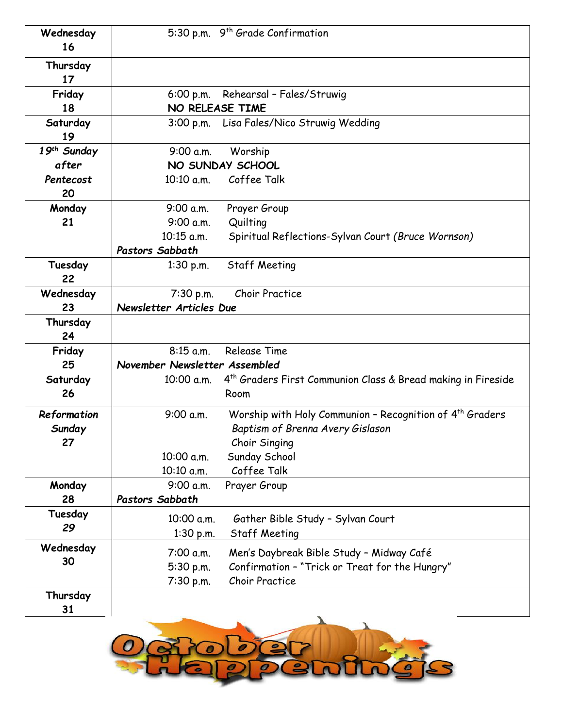| | |
|---|---|
| **Wednesday 16** | 5:30 p.m. 9th Grade Confirmation |
| **Thursday 17** | |
| **Friday 18** | 6:00 p.m. Rehearsal – Fales/Struwig<br>**NO RELEASE TIME** |
| **Saturday 19** | 3:00 p.m. Lisa Fales/Nico Struwig Wedding |
| ***19th Sunday after Pentecost* 20** | 9:00 a.m. Worship<br>**NO SUNDAY SCHOOL**<br>10:10 a.m. Coffee Talk |
| **Monday 21** | 9:00 a.m. Prayer Group<br>9:00 a.m. Quilting<br>10:15 a.m. Spiritual Reflections-Sylvan Court *(Bruce Wornson)*<br>***Pastors Sabbath*** |
| **Tuesday 22** | 1:30 p.m. Staff Meeting |
| **Wednesday 23** | 7:30 p.m. Choir Practice<br>***Newsletter Articles Due*** |
| **Thursday 24** | |
| **Friday 25** | 8:15 a.m. Release Time<br>***November Newsletter Assembled*** |
| **Saturday 26** | 10:00 a.m. 4th Graders First Communion Class & Bread making in Fireside Room |
| ***Reformation Sunday* 27** | 9:00 a.m. Worship with Holy Communion – Recognition of 4th Graders<br>*Baptism of Brenna Avery Gislason*<br>Choir Singing<br>10:00 a.m. Sunday School<br>10:10 a.m. Coffee Talk |
| **Monday 28** | 9:00 a.m. Prayer Group<br>***Pastors Sabbath*** |
| **Tuesday 29** | 10:00 a.m. Gather Bible Study – Sylvan Court<br>1:30 p.m. Staff Meeting |
| **Wednesday 30** | 7:00 a.m. Men's Daybreak Bible Study – Midway Café<br>5:30 p.m. Confirmation – "Trick or Treat for the Hungry"<br>7:30 p.m. Choir Practice |
| **Thursday 31** | |

October Happenings